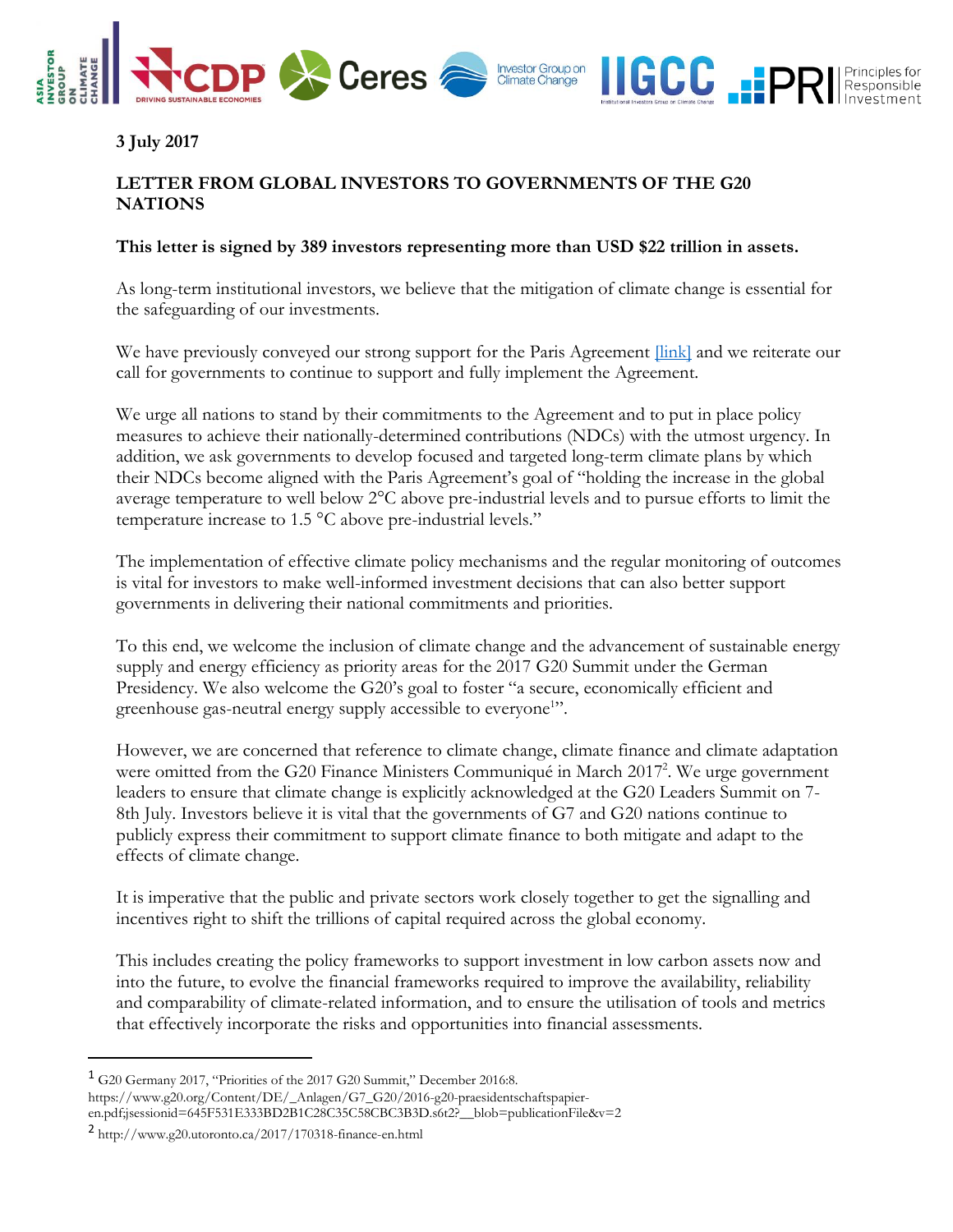3 July 2017

## LETTER FROM GLOBAL INVESTORS TO GOVERNMENTS OF THE G20 NATIONS

**This letter is signed by 389 investors representing more than USD $22 trillion in assets.**

As long-term institutional investors, we believe that the mitigation of climate change is essential for the safeguarding of our investments.

We have previously conveyed our strong support for the Paris Agreement [link] and we reiterate our call for governments to continue to support and fully implement the Agreement.

We urge all nations to stand by their commitments to the Agreement and to put in place policy measures to achieve their nationally-determined contributions (NDCs) with the utmost urgency. In addition, we ask governments to develop focused and targeted long-term climate plans by which their NDCs become aligned with the Paris Agreement's goal of "holding the increase in the global average temperature to well below 2°C above pre-industrial levels and to pursue efforts to limit the temperature increase to 1.5 °C above pre-industrial levels."

The implementation of effective climate policy mechanisms and the regular monitoring of outcomes is vital for investors to make well-informed investment decisions that can also better support governments in delivering their national commitments and priorities.

To this end, we welcome the inclusion of climate change and the advancement of sustainable energy supply and energy efficiency as priority areas for the 2017 G20 Summit under the German Presidency. We also welcome the G20's goal to foster "a secure, economically efficient and greenhouse gas-neutral energy supply accessible to everyone[1]".

However, we are concerned that reference to climate change, climate finance and climate adaptation were omitted from the G20 Finance Ministers Communiqué in March 2017[2]. We urge government leaders to ensure that climate change is explicitly acknowledged at the G20 Leaders Summit on 7-8th July. Investors believe it is vital that the governments of G7 and G20 nations continue to publicly express their commitment to support climate finance to both mitigate and adapt to the effects of climate change.

It is imperative that the public and private sectors work closely together to get the signalling and incentives right to shift the trillions of capital required across the global economy.

This includes creating the policy frameworks to support investment in low carbon assets now and into the future, to evolve the financial frameworks required to improve the availability, reliability and comparability of climate-related information, and to ensure the utilisation of tools and metrics that effectively incorporate the risks and opportunities into financial assessments.

---

[1] G20 Germany 2017, "Priorities of the 2017 G20 Summit," December 2016:8. https://www.g20.org/Content/DE/_Anlagen/G7_G20/2016-g20-praesidentschaftspapier-en.pdf;jsessionid=645F531E333BD2B1C28C35C58CBC3B3D.s6t2?__blob=publicationFile&v=2

[2] http://www.g20.utoronto.ca/2017/170318-finance-en.html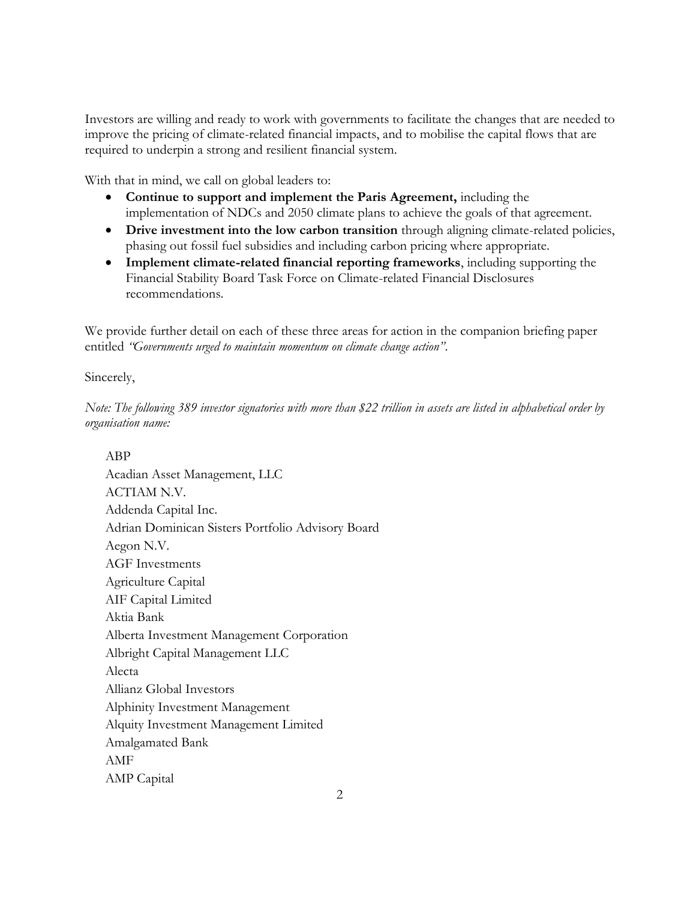Investors are willing and ready to work with governments to facilitate the changes that are needed to improve the pricing of climate-related financial impacts, and to mobilise the capital flows that are required to underpin a strong and resilient financial system.

With that in mind, we call on global leaders to:

- **Continue to support and implement the Paris Agreement,** including the implementation of NDCs and 2050 climate plans to achieve the goals of that agreement.
- **Drive investment into the low carbon transition** through aligning climate-related policies, phasing out fossil fuel subsidies and including carbon pricing where appropriate.
- **Implement climate-related financial reporting frameworks**, including supporting the Financial Stability Board Task Force on Climate-related Financial Disclosures recommendations.

We provide further detail on each of these three areas for action in the companion briefing paper entitled *"Governments urged to maintain momentum on climate change action"*.

Sincerely,

*Note: The following 389 investor signatories with more than $22 trillion in assets are listed in alphabetical order by organisation name:*

ABP
Acadian Asset Management, LLC
ACTIAM N.V.
Addenda Capital Inc.
Adrian Dominican Sisters Portfolio Advisory Board
Aegon N.V.
AGF Investments
Agriculture Capital
AIF Capital Limited
Aktia Bank
Alberta Investment Management Corporation
Albright Capital Management LLC
Alecta
Allianz Global Investors
Alphinity Investment Management
Alquity Investment Management Limited
Amalgamated Bank
AMF
AMP Capital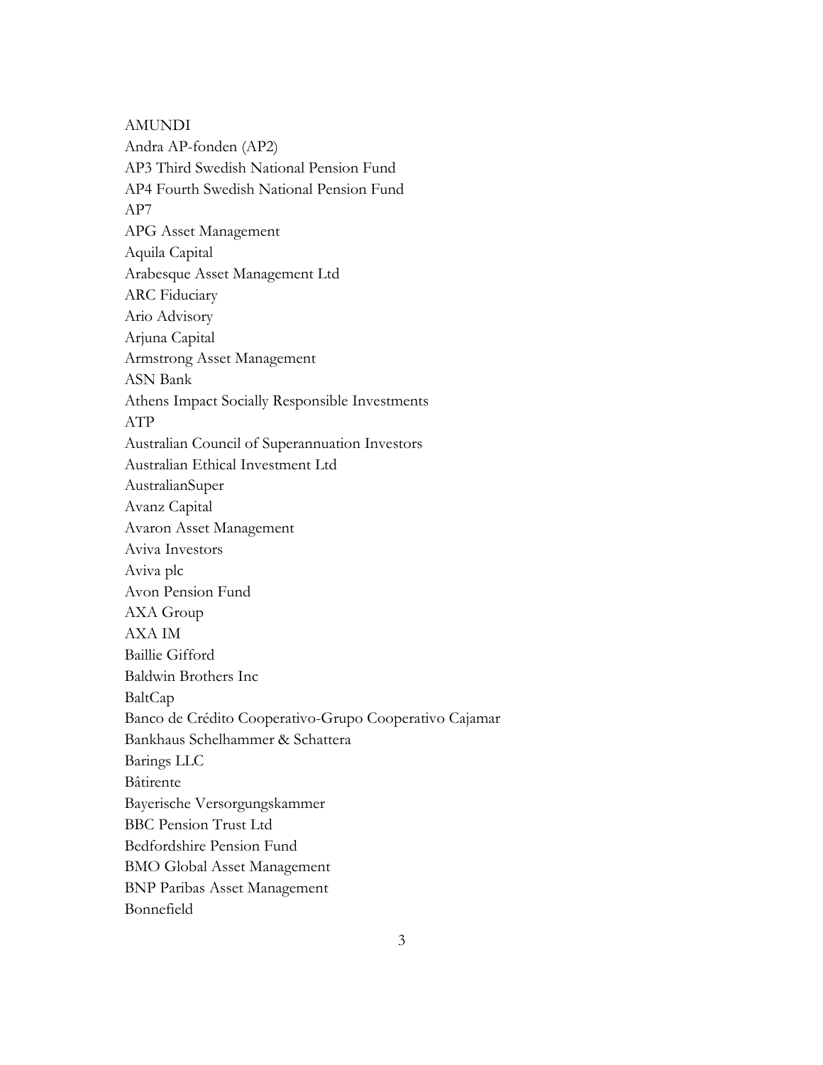AMUNDI

Andra AP-fonden (AP2)

AP3 Third Swedish National Pension Fund

AP4 Fourth Swedish National Pension Fund

AP7

APG Asset Management

Aquila Capital

Arabesque Asset Management Ltd

ARC Fiduciary

Ario Advisory

Arjuna Capital

Armstrong Asset Management

ASN Bank

Athens Impact Socially Responsible Investments

ATP

Australian Council of Superannuation Investors

Australian Ethical Investment Ltd

AustralianSuper

Avanz Capital

Avaron Asset Management

Aviva Investors

Aviva plc

Avon Pension Fund

AXA Group

AXA IM

Baillie Gifford

Baldwin Brothers Inc

BaltCap

Banco de Crédito Cooperativo-Grupo Cooperativo Cajamar

Bankhaus Schelhammer & Schattera

Barings LLC

Bâtirente

Bayerische Versorgungskammer

BBC Pension Trust Ltd

Bedfordshire Pension Fund

BMO Global Asset Management

BNP Paribas Asset Management

Bonnefield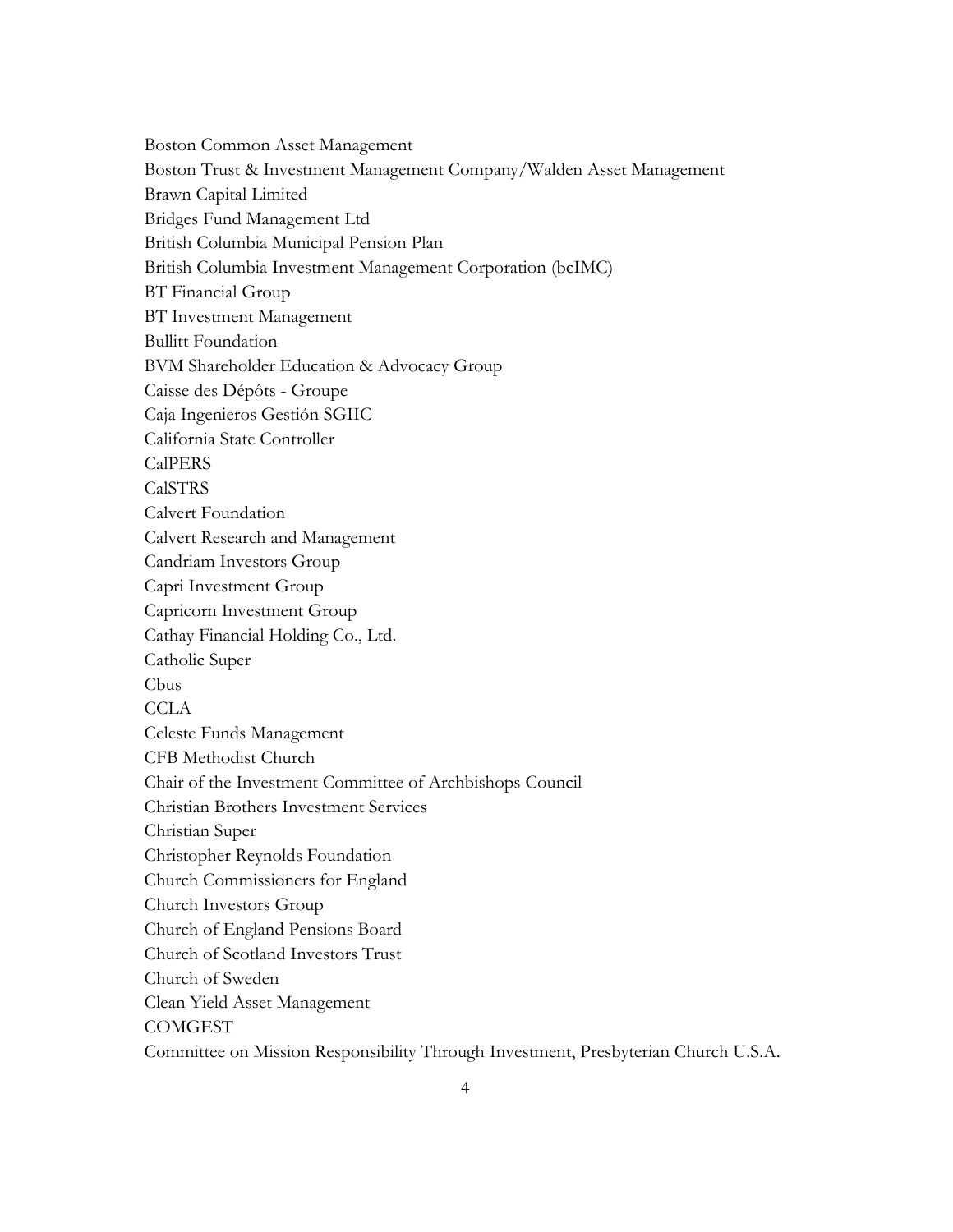Boston Common Asset Management
Boston Trust & Investment Management Company/Walden Asset Management
Brawn Capital Limited
Bridges Fund Management Ltd
British Columbia Municipal Pension Plan
British Columbia Investment Management Corporation (bcIMC)
BT Financial Group
BT Investment Management
Bullitt Foundation
BVM Shareholder Education & Advocacy Group
Caisse des Dépôts - Groupe
Caja Ingenieros Gestión SGIIC
California State Controller
CalPERS
CalSTRS
Calvert Foundation
Calvert Research and Management
Candriam Investors Group
Capri Investment Group
Capricorn Investment Group
Cathay Financial Holding Co., Ltd.
Catholic Super
Cbus
CCLA
Celeste Funds Management
CFB Methodist Church
Chair of the Investment Committee of Archbishops Council
Christian Brothers Investment Services
Christian Super
Christopher Reynolds Foundation
Church Commissioners for England
Church Investors Group
Church of England Pensions Board
Church of Scotland Investors Trust
Church of Sweden
Clean Yield Asset Management
COMGEST
Committee on Mission Responsibility Through Investment, Presbyterian Church U.S.A.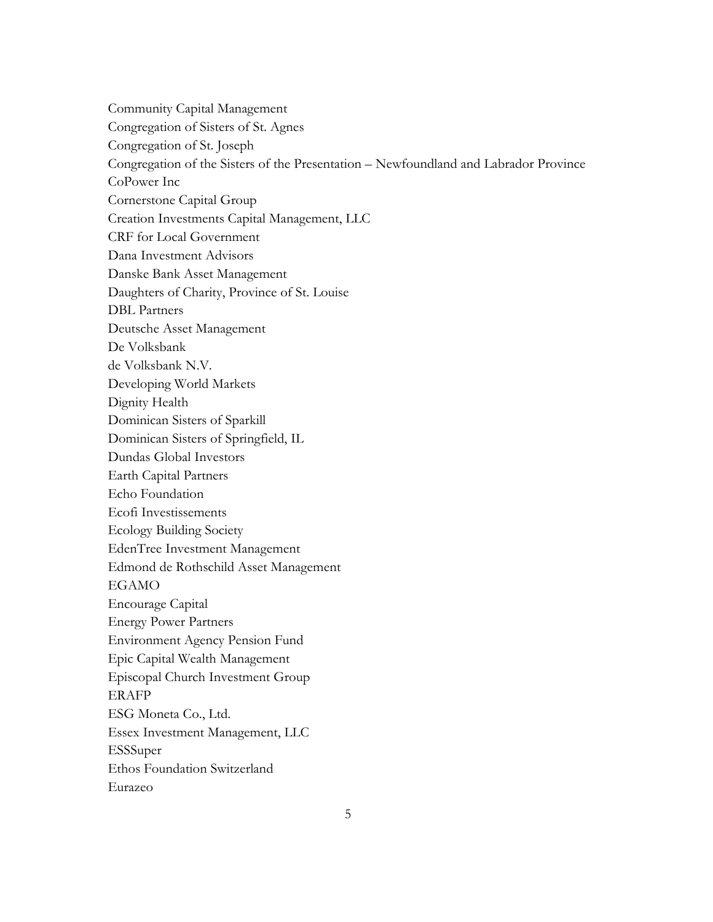Community Capital Management
Congregation of Sisters of St. Agnes
Congregation of St. Joseph
Congregation of the Sisters of the Presentation – Newfoundland and Labrador Province
CoPower Inc
Cornerstone Capital Group
Creation Investments Capital Management, LLC
CRF for Local Government
Dana Investment Advisors
Danske Bank Asset Management
Daughters of Charity, Province of St. Louise
DBL Partners
Deutsche Asset Management
De Volksbank
de Volksbank N.V.
Developing World Markets
Dignity Health
Dominican Sisters of Sparkill
Dominican Sisters of Springfield, IL
Dundas Global Investors
Earth Capital Partners
Echo Foundation
Ecofi Investissements
Ecology Building Society
EdenTree Investment Management
Edmond de Rothschild Asset Management
EGAMO
Encourage Capital
Energy Power Partners
Environment Agency Pension Fund
Epic Capital Wealth Management
Episcopal Church Investment Group
ERAFP
ESG Moneta Co., Ltd.
Essex Investment Management, LLC
ESSSuper
Ethos Foundation Switzerland
Eurazeo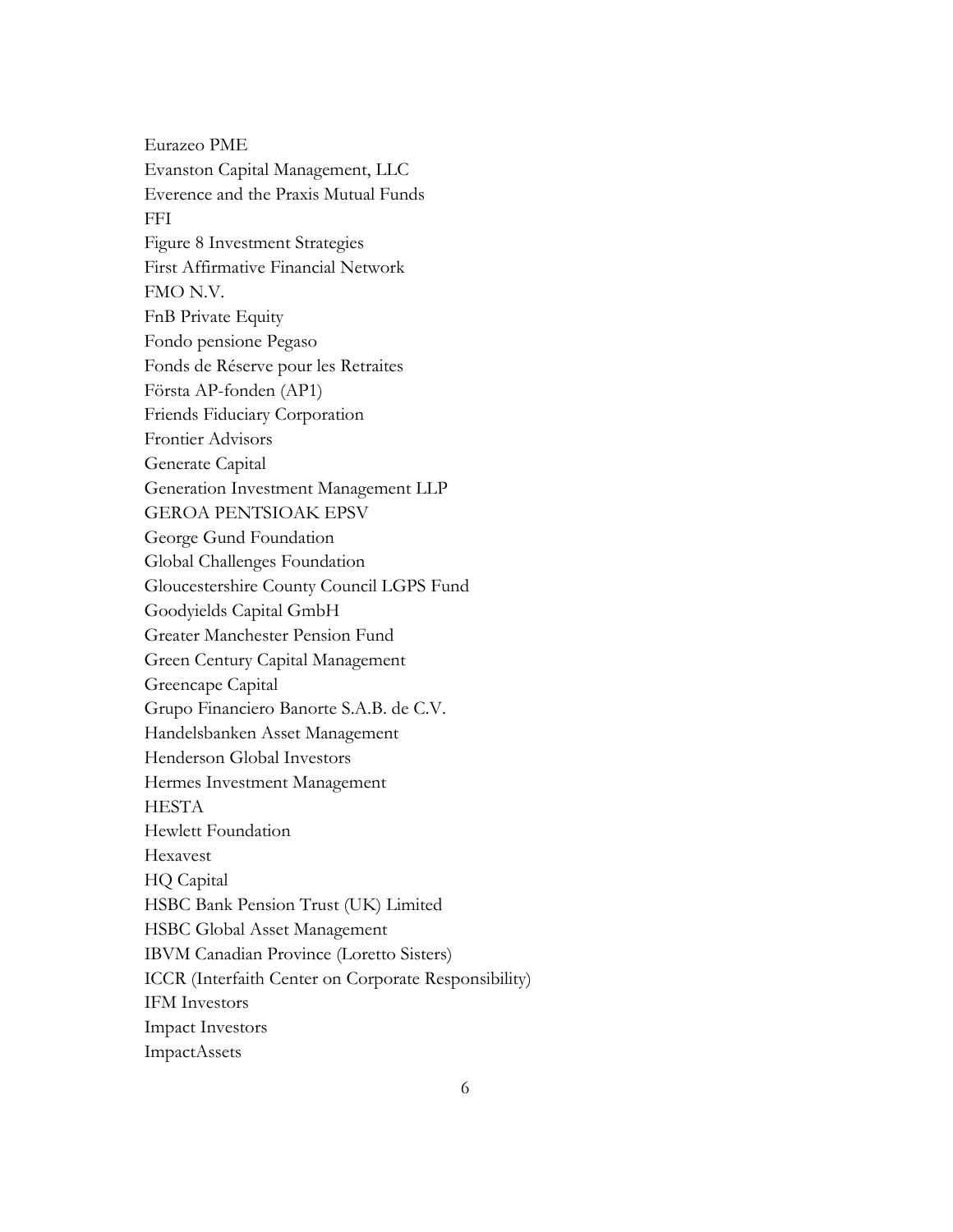Eurazeo PME
Evanston Capital Management, LLC
Everence and the Praxis Mutual Funds
FFI
Figure 8 Investment Strategies
First Affirmative Financial Network
FMO N.V.
FnB Private Equity
Fondo pensione Pegaso
Fonds de Réserve pour les Retraites
Första AP-fonden (AP1)
Friends Fiduciary Corporation
Frontier Advisors
Generate Capital
Generation Investment Management LLP
GEROA PENTSIOAK EPSV
George Gund Foundation
Global Challenges Foundation
Gloucestershire County Council LGPS Fund
Goodyields Capital GmbH
Greater Manchester Pension Fund
Green Century Capital Management
Greencape Capital
Grupo Financiero Banorte S.A.B. de C.V.
Handelsbanken Asset Management
Henderson Global Investors
Hermes Investment Management
HESTA
Hewlett Foundation
Hexavest
HQ Capital
HSBC Bank Pension Trust (UK) Limited
HSBC Global Asset Management
IBVM Canadian Province (Loretto Sisters)
ICCR (Interfaith Center on Corporate Responsibility)
IFM Investors
Impact Investors
ImpactAssets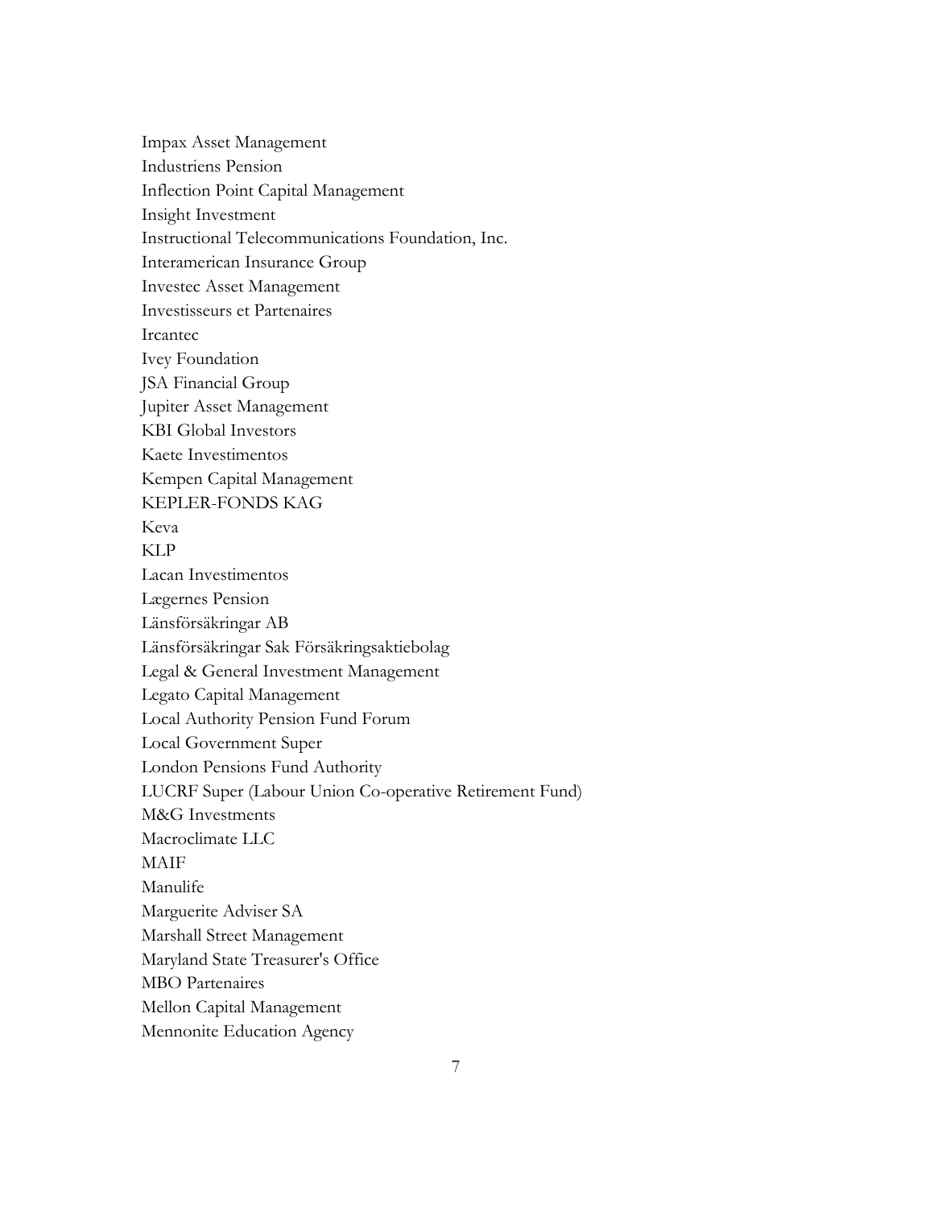Impax Asset Management

Industriens Pension

Inflection Point Capital Management

Insight Investment

Instructional Telecommunications Foundation, Inc.

Interamerican Insurance Group

Investec Asset Management

Investisseurs et Partenaires

Ircantec

Ivey Foundation

JSA Financial Group

Jupiter Asset Management

KBI Global Investors

Kaete Investimentos

Kempen Capital Management

KEPLER-FONDS KAG

Keva

KLP

Lacan Investimentos

Lægernes Pension

Länsförsäkringar AB

Länsförsäkringar Sak Försäkringsaktiebolag

Legal & General Investment Management

Legato Capital Management

Local Authority Pension Fund Forum

Local Government Super

London Pensions Fund Authority

LUCRF Super (Labour Union Co-operative Retirement Fund)

M&G Investments

Macroclimate LLC

MAIF

Manulife

Marguerite Adviser SA

Marshall Street Management

Maryland State Treasurer's Office

MBO Partenaires

Mellon Capital Management

Mennonite Education Agency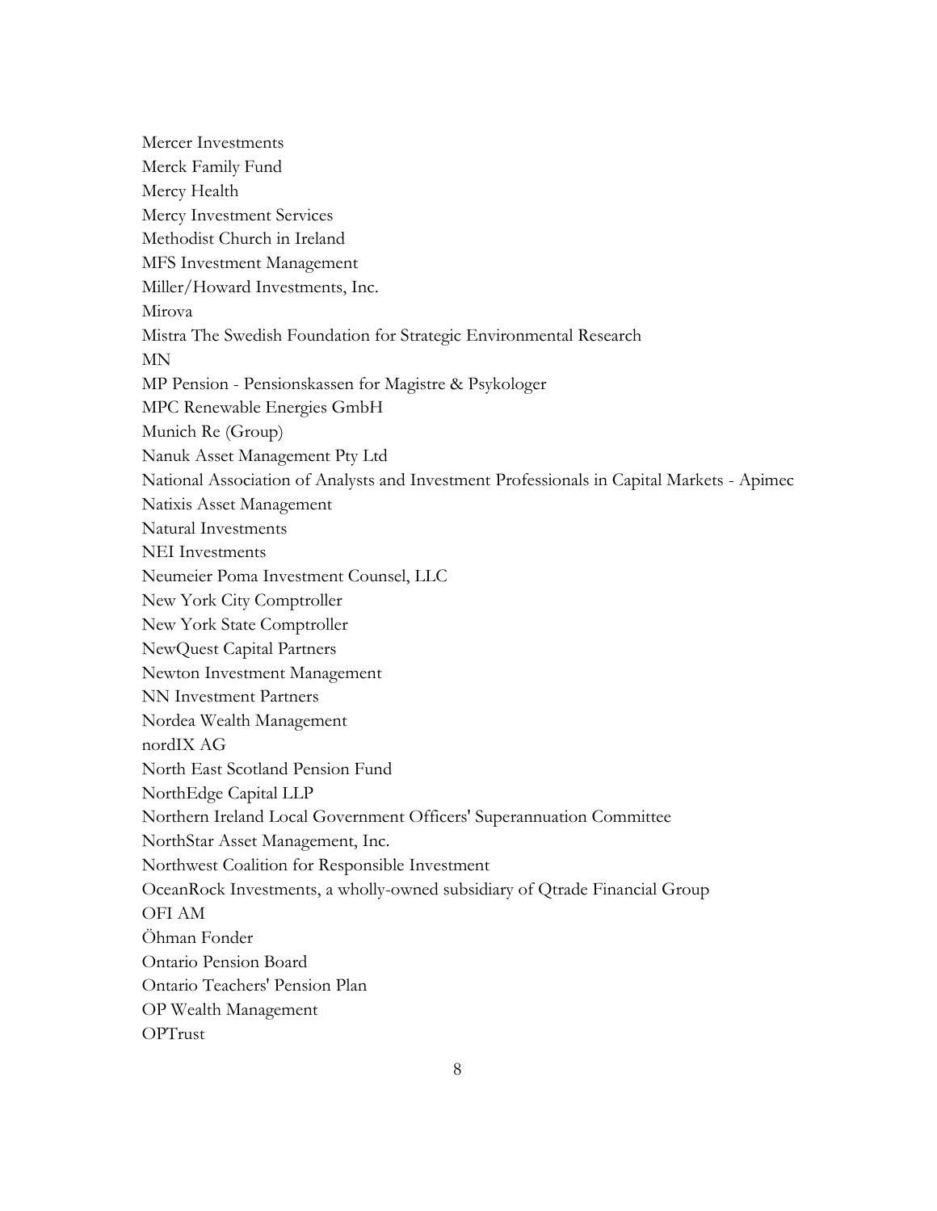Mercer Investments

Merck Family Fund

Mercy Health

Mercy Investment Services

Methodist Church in Ireland

MFS Investment Management

Miller/Howard Investments, Inc.

Mirova

Mistra The Swedish Foundation for Strategic Environmental Research

MN

MP Pension - Pensionskassen for Magistre & Psykologer

MPC Renewable Energies GmbH

Munich Re (Group)

Nanuk Asset Management Pty Ltd

National Association of Analysts and Investment Professionals in Capital Markets - Apimec

Natixis Asset Management

Natural Investments

NEI Investments

Neumeier Poma Investment Counsel, LLC

New York City Comptroller

New York State Comptroller

NewQuest Capital Partners

Newton Investment Management

NN Investment Partners

Nordea Wealth Management

nordIX AG

North East Scotland Pension Fund

NorthEdge Capital LLP

Northern Ireland Local Government Officers' Superannuation Committee

NorthStar Asset Management, Inc.

Northwest Coalition for Responsible Investment

OceanRock Investments, a wholly-owned subsidiary of Qtrade Financial Group

OFI AM

Öhman Fonder

Ontario Pension Board

Ontario Teachers' Pension Plan

OP Wealth Management

OPTrust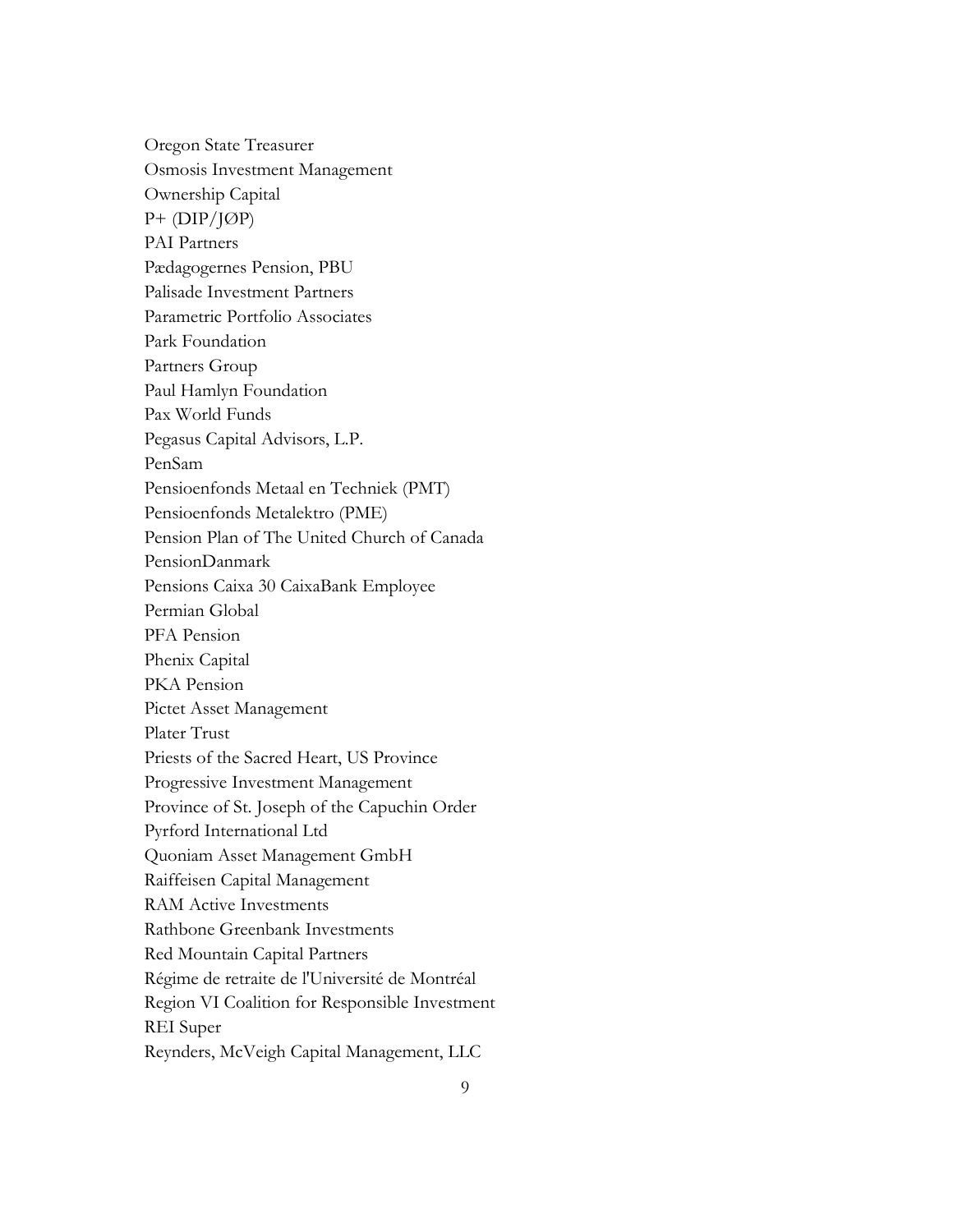Oregon State Treasurer
Osmosis Investment Management
Ownership Capital
P+ (DIP/JØP)
PAI Partners
Pædagogernes Pension, PBU
Palisade Investment Partners
Parametric Portfolio Associates
Park Foundation
Partners Group
Paul Hamlyn Foundation
Pax World Funds
Pegasus Capital Advisors, L.P.
PenSam
Pensioenfonds Metaal en Techniek (PMT)
Pensioenfonds Metalektro (PME)
Pension Plan of The United Church of Canada
PensionDanmark
Pensions Caixa 30 CaixaBank Employee
Permian Global
PFA Pension
Phenix Capital
PKA Pension
Pictet Asset Management
Plater Trust
Priests of the Sacred Heart, US Province
Progressive Investment Management
Province of St. Joseph of the Capuchin Order
Pyrford International Ltd
Quoniam Asset Management GmbH
Raiffeisen Capital Management
RAM Active Investments
Rathbone Greenbank Investments
Red Mountain Capital Partners
Régime de retraite de l'Université de Montréal
Region VI Coalition for Responsible Investment
REI Super
Reynders, McVeigh Capital Management, LLC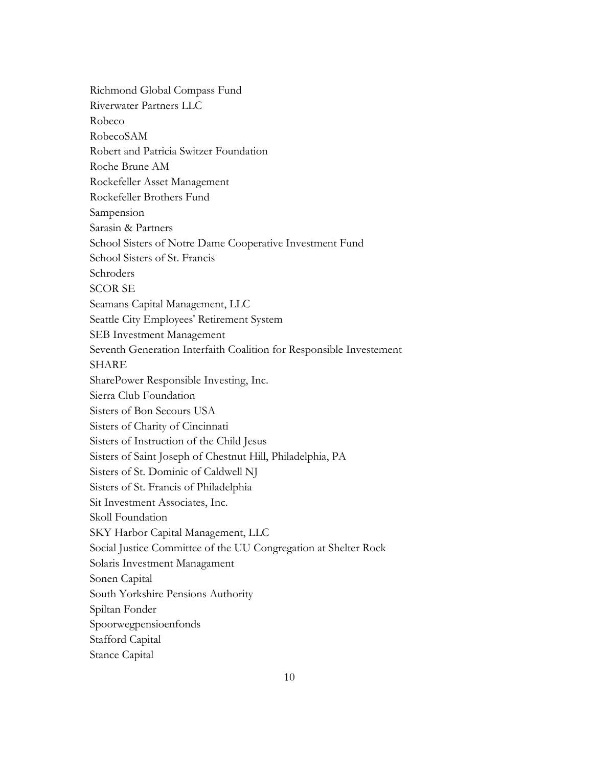Richmond Global Compass Fund

Riverwater Partners LLC

Robeco

RobecoSAM

Robert and Patricia Switzer Foundation

Roche Brune AM

Rockefeller Asset Management

Rockefeller Brothers Fund

Sampension

Sarasin & Partners

School Sisters of Notre Dame Cooperative Investment Fund

School Sisters of St. Francis

Schroders

SCOR SE

Seamans Capital Management, LLC

Seattle City Employees' Retirement System

SEB Investment Management

Seventh Generation Interfaith Coalition for Responsible Investement

SHARE

SharePower Responsible Investing, Inc.

Sierra Club Foundation

Sisters of Bon Secours USA

Sisters of Charity of Cincinnati

Sisters of Instruction of the Child Jesus

Sisters of Saint Joseph of Chestnut Hill, Philadelphia, PA

Sisters of St. Dominic of Caldwell NJ

Sisters of St. Francis of Philadelphia

Sit Investment Associates, Inc.

Skoll Foundation

SKY Harbor Capital Management, LLC

Social Justice Committee of the UU Congregation at Shelter Rock

Solaris Investment Managament

Sonen Capital

South Yorkshire Pensions Authority

Spiltan Fonder

Spoorwegpensioenfonds

Stafford Capital

Stance Capital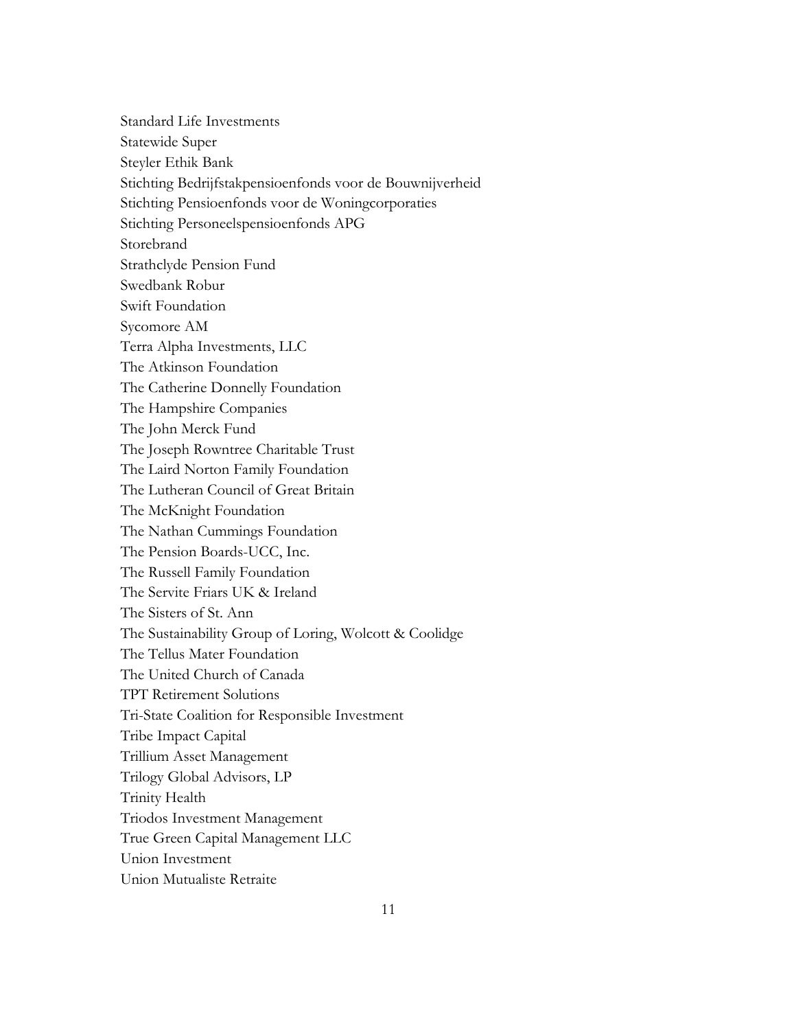Standard Life Investments

Statewide Super

Steyler Ethik Bank

Stichting Bedrijfstakpensioenfonds voor de Bouwnijverheid

Stichting Pensioenfonds voor de Woningcorporaties

Stichting Personeelspensioenfonds APG

Storebrand

Strathclyde Pension Fund

Swedbank Robur

Swift Foundation

Sycomore AM

Terra Alpha Investments, LLC

The Atkinson Foundation

The Catherine Donnelly Foundation

The Hampshire Companies

The John Merck Fund

The Joseph Rowntree Charitable Trust

The Laird Norton Family Foundation

The Lutheran Council of Great Britain

The McKnight Foundation

The Nathan Cummings Foundation

The Pension Boards-UCC, Inc.

The Russell Family Foundation

The Servite Friars UK & Ireland

The Sisters of St. Ann

The Sustainability Group of Loring, Wolcott & Coolidge

The Tellus Mater Foundation

The United Church of Canada

TPT Retirement Solutions

Tri-State Coalition for Responsible Investment

Tribe Impact Capital

Trillium Asset Management

Trilogy Global Advisors, LP

Trinity Health

Triodos Investment Management

True Green Capital Management LLC

Union Investment

Union Mutualiste Retraite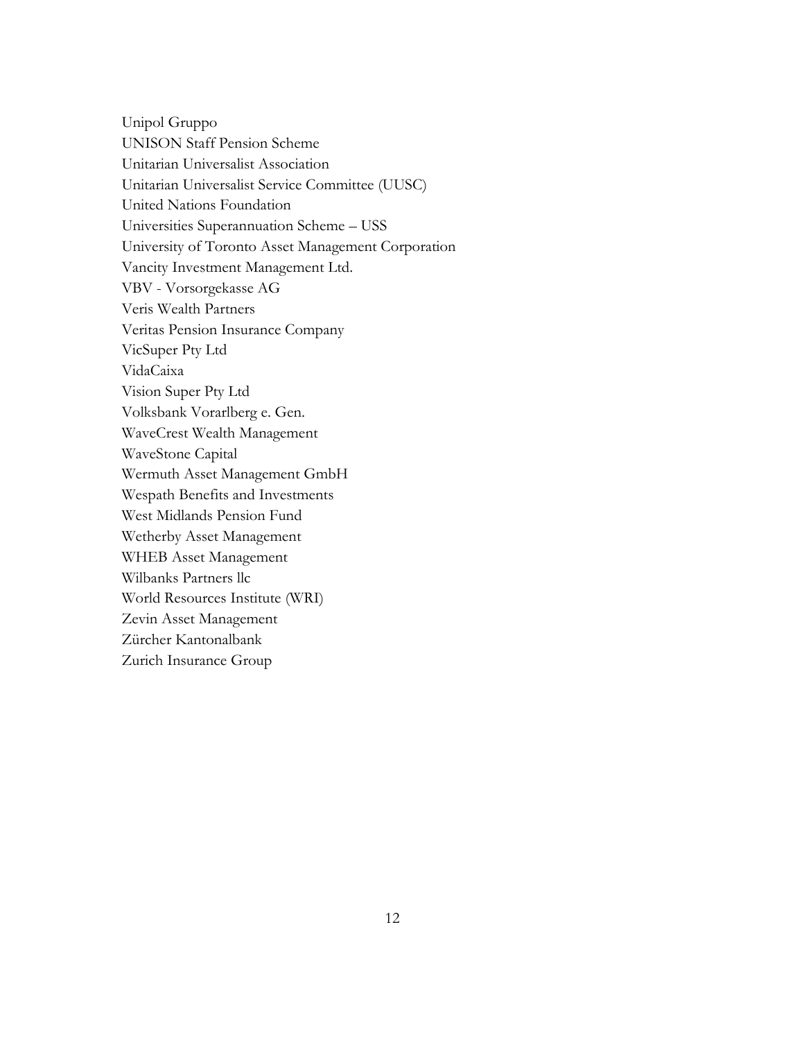Unipol Gruppo
UNISON Staff Pension Scheme
Unitarian Universalist Association
Unitarian Universalist Service Committee (UUSC)
United Nations Foundation
Universities Superannuation Scheme – USS
University of Toronto Asset Management Corporation
Vancity Investment Management Ltd.
VBV - Vorsorgekasse AG
Veris Wealth Partners
Veritas Pension Insurance Company
VicSuper Pty Ltd
VidaCaixa
Vision Super Pty Ltd
Volksbank Vorarlberg e. Gen.
WaveCrest Wealth Management
WaveStone Capital
Wermuth Asset Management GmbH
Wespath Benefits and Investments
West Midlands Pension Fund
Wetherby Asset Management
WHEB Asset Management
Wilbanks Partners llc
World Resources Institute (WRI)
Zevin Asset Management
Zürcher Kantonalbank
Zurich Insurance Group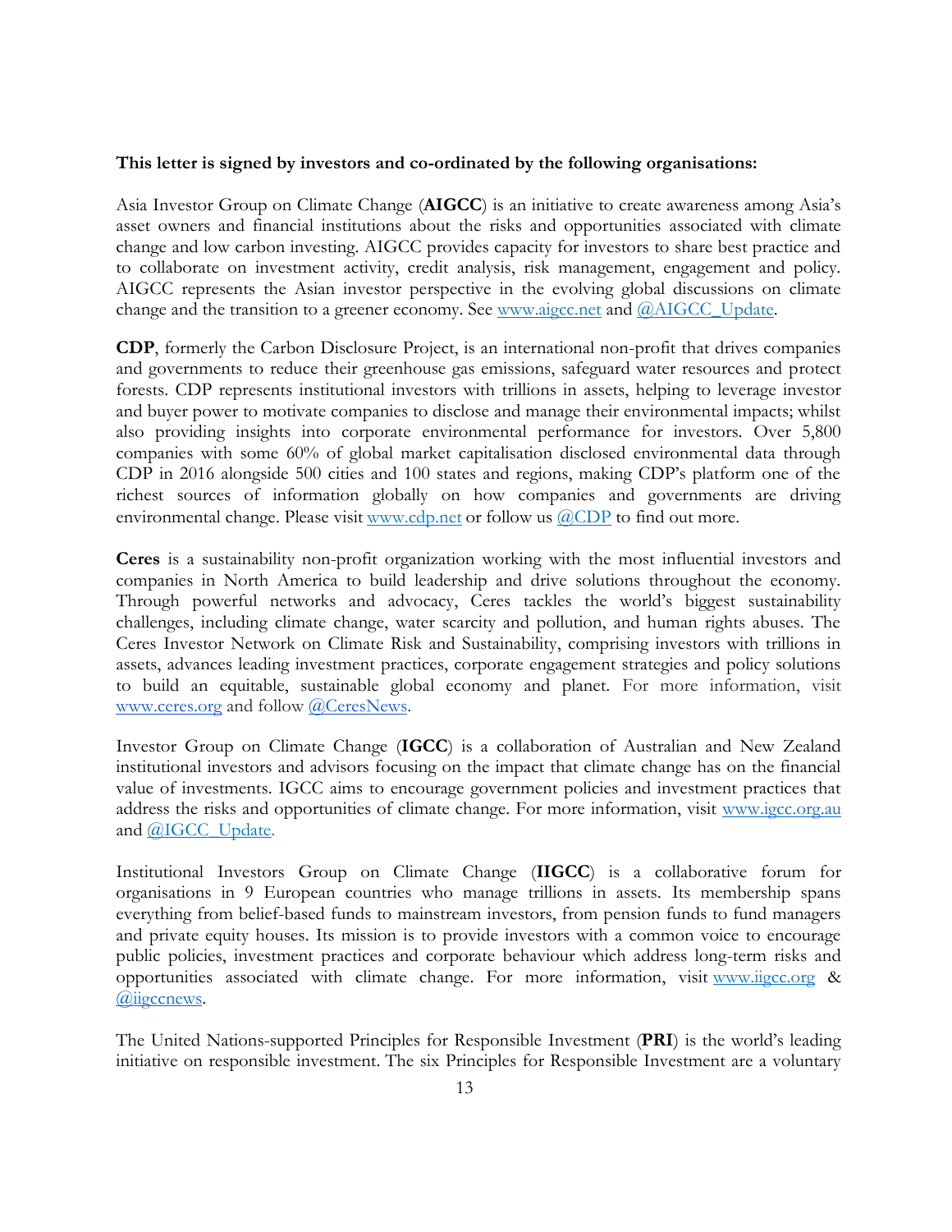**This letter is signed by investors and co-ordinated by the following organisations:**

Asia Investor Group on Climate Change (**AIGCC**) is an initiative to create awareness among Asia's asset owners and financial institutions about the risks and opportunities associated with climate change and low carbon investing. AIGCC provides capacity for investors to share best practice and to collaborate on investment activity, credit analysis, risk management, engagement and policy. AIGCC represents the Asian investor perspective in the evolving global discussions on climate change and the transition to a greener economy. See [www.aigcc.net](www.aigcc.net) and [@AIGCC_Update](@AIGCC_Update).

**CDP**, formerly the Carbon Disclosure Project, is an international non-profit that drives companies and governments to reduce their greenhouse gas emissions, safeguard water resources and protect forests. CDP represents institutional investors with trillions in assets, helping to leverage investor and buyer power to motivate companies to disclose and manage their environmental impacts; whilst also providing insights into corporate environmental performance for investors. Over 5,800 companies with some 60% of global market capitalisation disclosed environmental data through CDP in 2016 alongside 500 cities and 100 states and regions, making CDP's platform one of the richest sources of information globally on how companies and governments are driving environmental change. Please visit [www.cdp.net](www.cdp.net) or follow us [@CDP](@CDP) to find out more.

**Ceres** is a sustainability non-profit organization working with the most influential investors and companies in North America to build leadership and drive solutions throughout the economy. Through powerful networks and advocacy, Ceres tackles the world's biggest sustainability challenges, including climate change, water scarcity and pollution, and human rights abuses. The Ceres Investor Network on Climate Risk and Sustainability, comprising investors with trillions in assets, advances leading investment practices, corporate engagement strategies and policy solutions to build an equitable, sustainable global economy and planet. For more information, visit [www.ceres.org](www.ceres.org) and follow [@CeresNews](@CeresNews).

Investor Group on Climate Change (**IGCC**) is a collaboration of Australian and New Zealand institutional investors and advisors focusing on the impact that climate change has on the financial value of investments. IGCC aims to encourage government policies and investment practices that address the risks and opportunities of climate change. For more information, visit [www.igcc.org.au](www.igcc.org.au) and [@IGCC_Update](@IGCC_Update).

Institutional Investors Group on Climate Change (**IIGCC**) is a collaborative forum for organisations in 9 European countries who manage trillions in assets. Its membership spans everything from belief-based funds to mainstream investors, from pension funds to fund managers and private equity houses. Its mission is to provide investors with a common voice to encourage public policies, investment practices and corporate behaviour which address long-term risks and opportunities associated with climate change. For more information, visit [www.iigcc.org](www.iigcc.org) & [@iigccnews](@iigccnews).

The United Nations-supported Principles for Responsible Investment (**PRI**) is the world's leading initiative on responsible investment. The six Principles for Responsible Investment are a voluntary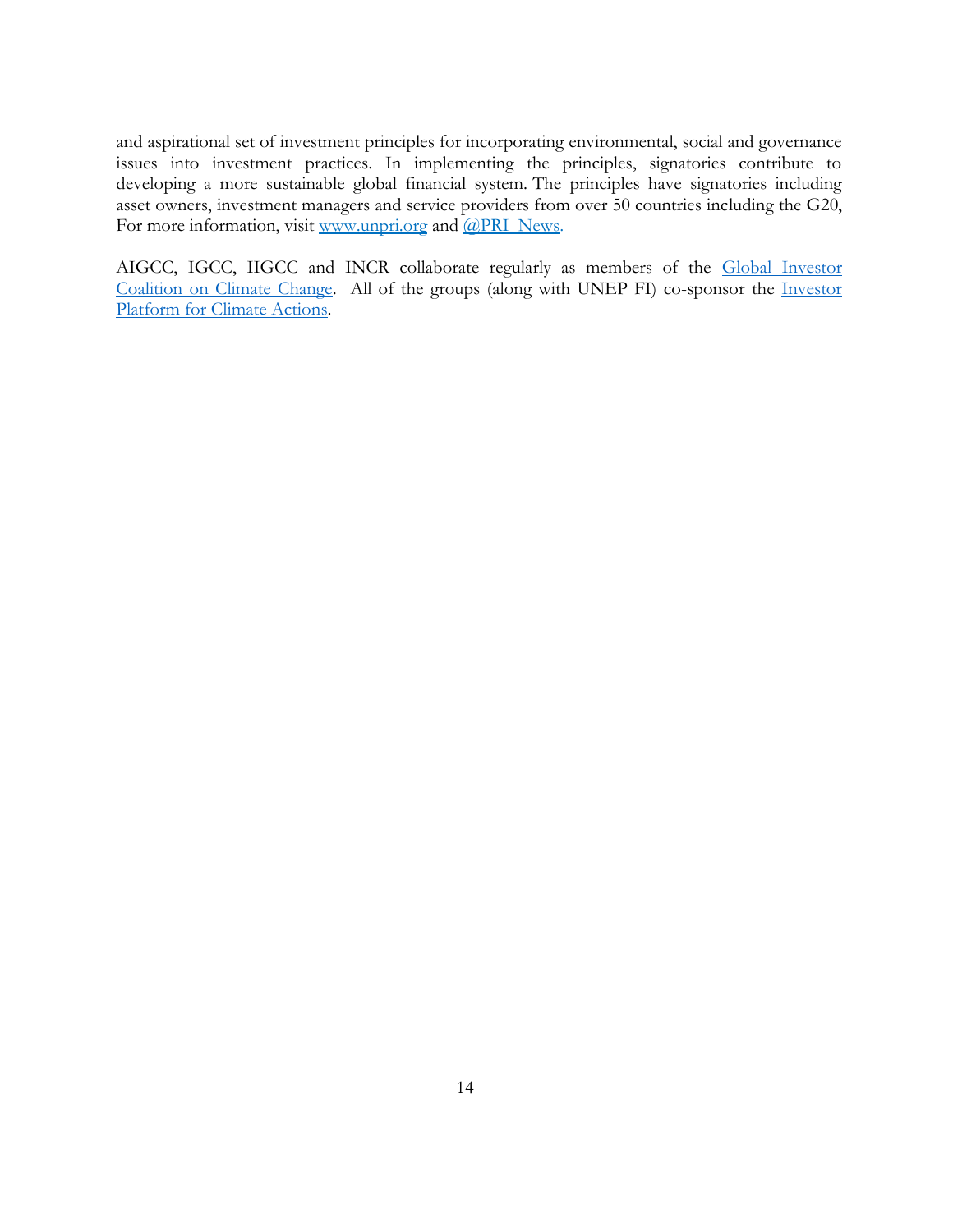and aspirational set of investment principles for incorporating environmental, social and governance issues into investment practices. In implementing the principles, signatories contribute to developing a more sustainable global financial system. The principles have signatories including asset owners, investment managers and service providers from over 50 countries including the G20, For more information, visit www.unpri.org and @PRI_News.

AIGCC, IGCC, IIGCC and INCR collaborate regularly as members of the Global Investor Coalition on Climate Change. All of the groups (along with UNEP FI) co-sponsor the Investor Platform for Climate Actions.